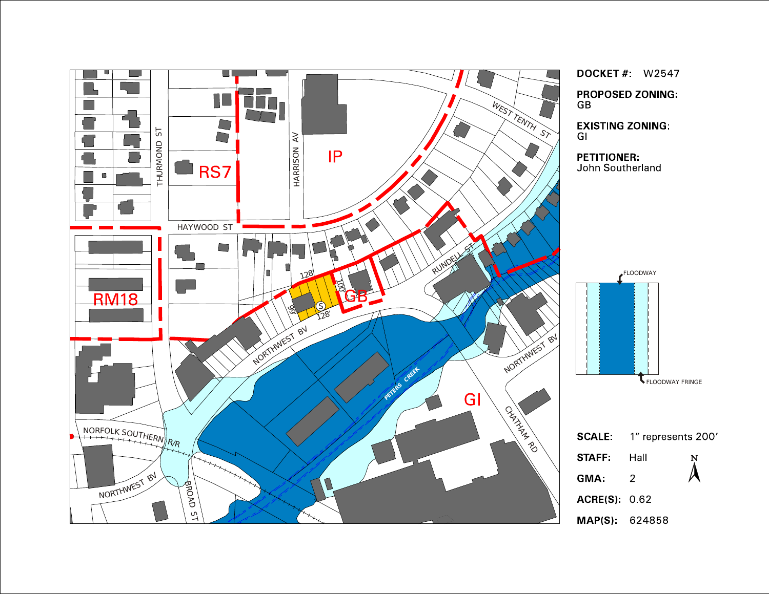**DOCKET #:** W2547

**PROPOSED ZONING:**
GB

**EXISTING ZONING:**
GI

**PETITIONER:**
John Southerland

FLOODWAY

FLOODWAY FRINGE

**SCALE:** 1" represents 200'

**STAFF:** Hall

**GMA:** 2

**ACRE(S):** 0.62

**MAP(S):** 624858

N

THURMOND ST

HARRISON AV

HAYWOOD ST

WEST TENTH ST

RUNDELL ST

NORTHWEST BV

NORFOLK SOUTHERN R/R

BROAD ST

CHATHAM RD

PETERS CREEK

RS7

IP

RM18

GB

GI

128'

100'

99'

128'

S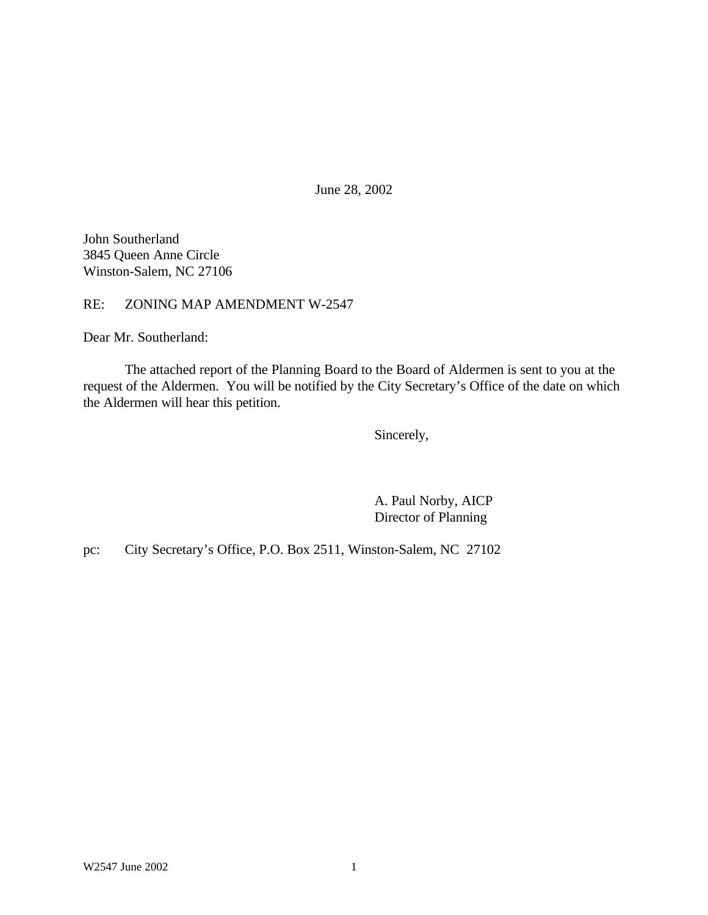June 28, 2002

John Southerland
3845 Queen Anne Circle
Winston-Salem, NC 27106

RE: ZONING MAP AMENDMENT W-2547

Dear Mr. Southerland:

The attached report of the Planning Board to the Board of Aldermen is sent to you at the request of the Aldermen. You will be notified by the City Secretary's Office of the date on which the Aldermen will hear this petition.

Sincerely,

A. Paul Norby, AICP
Director of Planning

pc: City Secretary's Office, P.O. Box 2511, Winston-Salem, NC 27102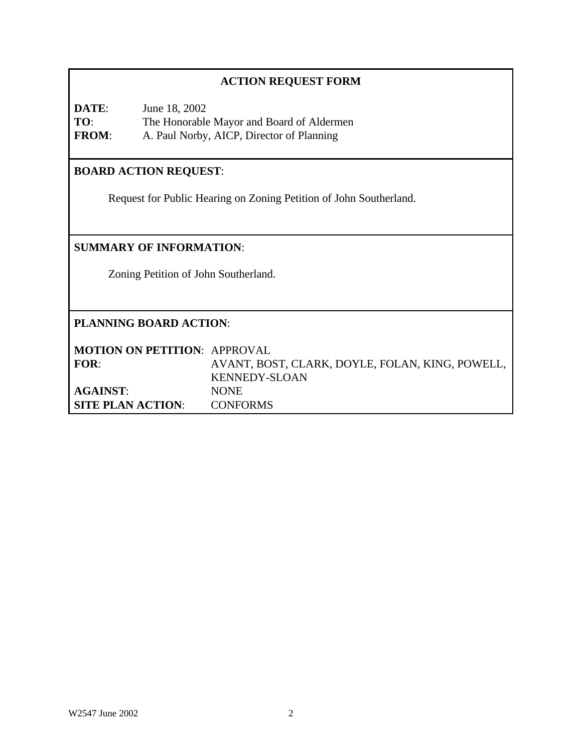## ACTION REQUEST FORM

**DATE**: June 18, 2002
**TO**: The Honorable Mayor and Board of Aldermen
**FROM**: A. Paul Norby, AICP, Director of Planning

**BOARD ACTION REQUEST**:

Request for Public Hearing on Zoning Petition of John Southerland.

**SUMMARY OF INFORMATION**:

Zoning Petition of John Southerland.

**PLANNING BOARD ACTION**:

**MOTION ON PETITION**: APPROVAL
**FOR**: AVANT, BOST, CLARK, DOYLE, FOLAN, KING, POWELL, KENNEDY-SLOAN
**AGAINST**: NONE
**SITE PLAN ACTION**: CONFORMS

W2547 June 2002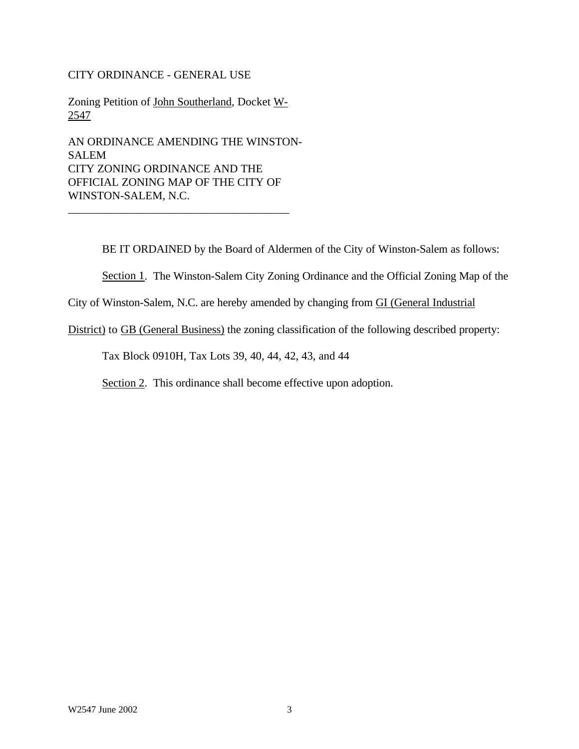CITY ORDINANCE - GENERAL USE

Zoning Petition of John Southerland, Docket W-2547

AN ORDINANCE AMENDING THE WINSTON-SALEM CITY ZONING ORDINANCE AND THE OFFICIAL ZONING MAP OF THE CITY OF WINSTON-SALEM, N.C.

---

BE IT ORDAINED by the Board of Aldermen of the City of Winston-Salem as follows:

Section 1. The Winston-Salem City Zoning Ordinance and the Official Zoning Map of the City of Winston-Salem, N.C. are hereby amended by changing from GI (General Industrial District) to GB (General Business) the zoning classification of the following described property:

Tax Block 0910H, Tax Lots 39, 40, 44, 42, 43, and 44

Section 2. This ordinance shall become effective upon adoption.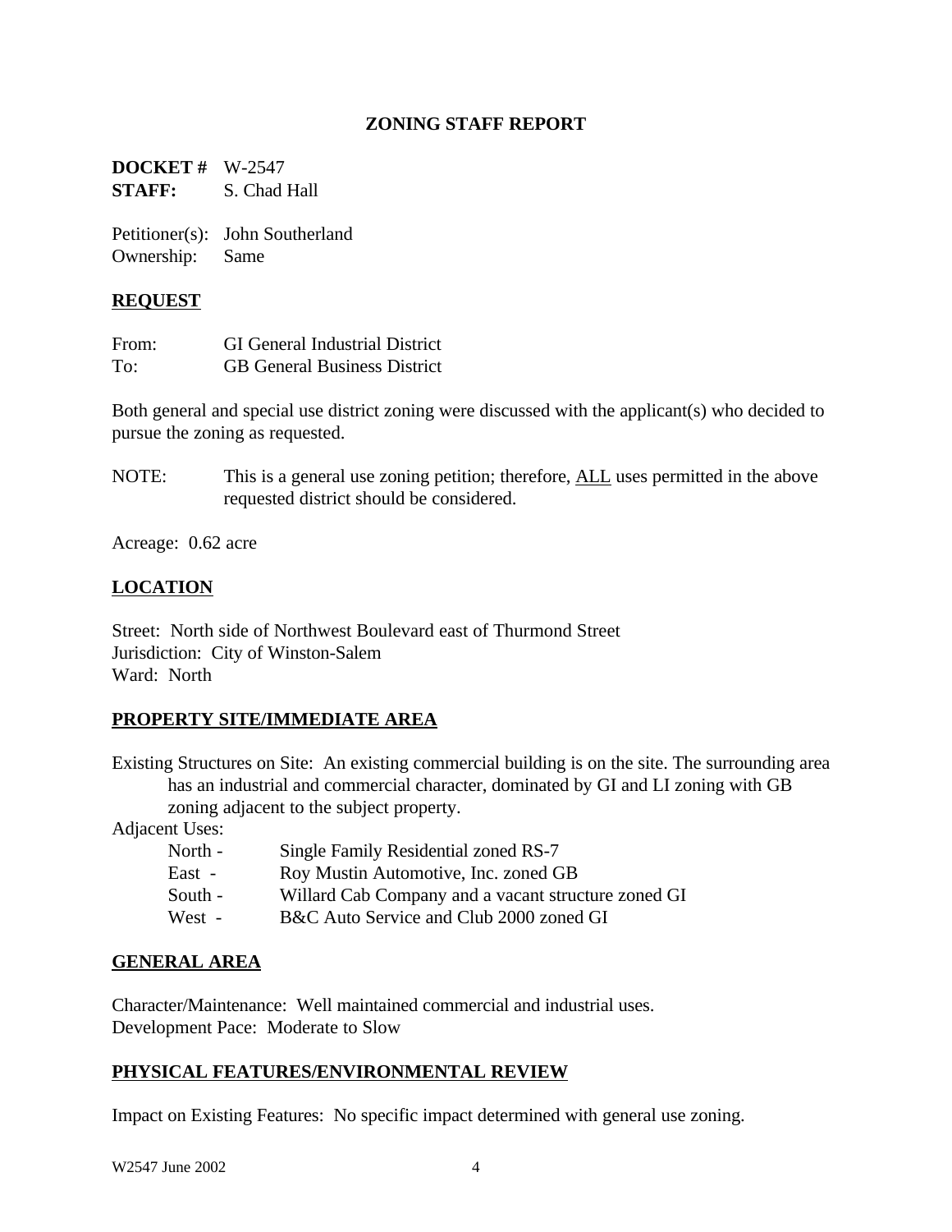# ZONING STAFF REPORT

**DOCKET #** W-2547
**STAFF:** S. Chad Hall

Petitioner(s): John Southerland
Ownership: Same

## REQUEST

From: GI General Industrial District
To: GB General Business District

Both general and special use district zoning were discussed with the applicant(s) who decided to pursue the zoning as requested.

NOTE: This is a general use zoning petition; therefore, ALL uses permitted in the above requested district should be considered.

Acreage: 0.62 acre

## LOCATION

Street: North side of Northwest Boulevard east of Thurmond Street
Jurisdiction: City of Winston-Salem
Ward: North

## PROPERTY SITE/IMMEDIATE AREA

Existing Structures on Site: An existing commercial building is on the site. The surrounding area has an industrial and commercial character, dominated by GI and LI zoning with GB zoning adjacent to the subject property.

Adjacent Uses:

- North - Single Family Residential zoned RS-7
- East - Roy Mustin Automotive, Inc. zoned GB
- South - Willard Cab Company and a vacant structure zoned GI
- West - B&C Auto Service and Club 2000 zoned GI

## GENERAL AREA

Character/Maintenance: Well maintained commercial and industrial uses.
Development Pace: Moderate to Slow

## PHYSICAL FEATURES/ENVIRONMENTAL REVIEW

Impact on Existing Features: No specific impact determined with general use zoning.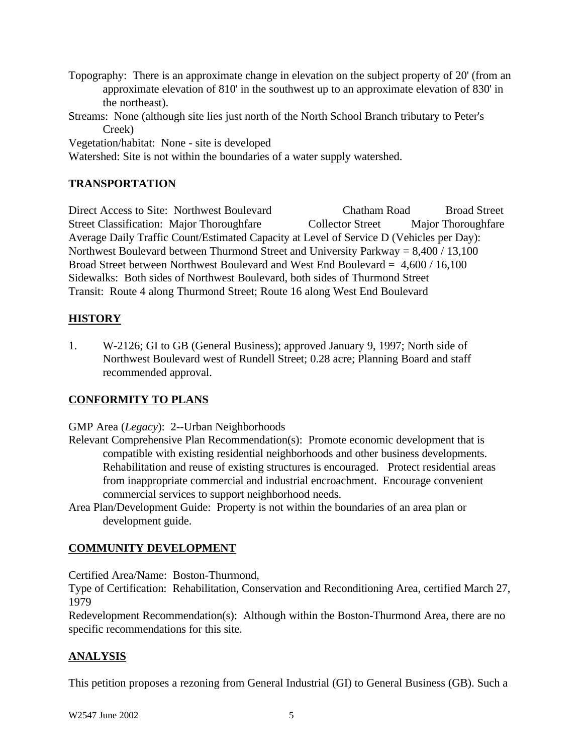Topography: There is an approximate change in elevation on the subject property of 20' (from an approximate elevation of 810' in the southwest up to an approximate elevation of 830' in the northeast).

Streams: None (although site lies just north of the North School Branch tributary to Peter's Creek)

Vegetation/habitat: None - site is developed

Watershed: Site is not within the boundaries of a water supply watershed.

## TRANSPORTATION

| Direct Access to Site: | Northwest Boulevard | Chatham Road | Broad Street |
|---|---|---|---|
| Street Classification: | Major Thoroughfare | Collector Street | Major Thoroughfare |

Average Daily Traffic Count/Estimated Capacity at Level of Service D (Vehicles per Day):
Northwest Boulevard between Thurmond Street and University Parkway = 8,400 / 13,100
Broad Street between Northwest Boulevard and West End Boulevard = 4,600 / 16,100

Sidewalks: Both sides of Northwest Boulevard, both sides of Thurmond Street

Transit: Route 4 along Thurmond Street; Route 16 along West End Boulevard

## HISTORY

1. W-2126; GI to GB (General Business); approved January 9, 1997; North side of Northwest Boulevard west of Rundell Street; 0.28 acre; Planning Board and staff recommended approval.

## CONFORMITY TO PLANS

GMP Area (*Legacy*): 2--Urban Neighborhoods

Relevant Comprehensive Plan Recommendation(s): Promote economic development that is compatible with existing residential neighborhoods and other business developments. Rehabilitation and reuse of existing structures is encouraged. Protect residential areas from inappropriate commercial and industrial encroachment. Encourage convenient commercial services to support neighborhood needs.

Area Plan/Development Guide: Property is not within the boundaries of an area plan or development guide.

## COMMUNITY DEVELOPMENT

Certified Area/Name: Boston-Thurmond,

Type of Certification: Rehabilitation, Conservation and Reconditioning Area, certified March 27, 1979

Redevelopment Recommendation(s): Although within the Boston-Thurmond Area, there are no specific recommendations for this site.

## ANALYSIS

This petition proposes a rezoning from General Industrial (GI) to General Business (GB). Such a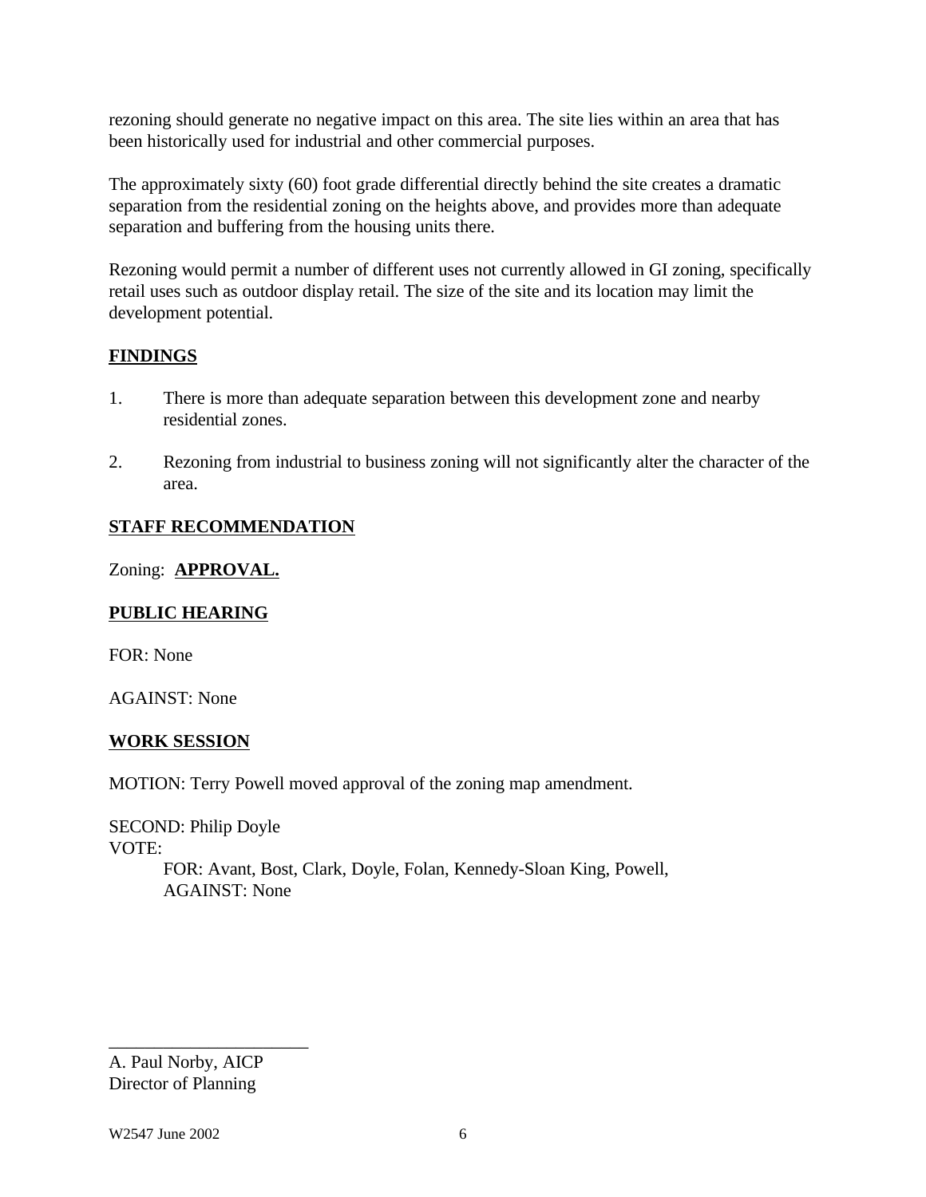rezoning should generate no negative impact on this area. The site lies within an area that has been historically used for industrial and other commercial purposes.

The approximately sixty (60) foot grade differential directly behind the site creates a dramatic separation from the residential zoning on the heights above, and provides more than adequate separation and buffering from the housing units there.

Rezoning would permit a number of different uses not currently allowed in GI zoning, specifically retail uses such as outdoor display retail. The size of the site and its location may limit the development potential.

## FINDINGS

1. There is more than adequate separation between this development zone and nearby residential zones.

2. Rezoning from industrial to business zoning will not significantly alter the character of the area.

## STAFF RECOMMENDATION

Zoning: **APPROVAL.**

## PUBLIC HEARING

FOR: None

AGAINST: None

## WORK SESSION

MOTION: Terry Powell moved approval of the zoning map amendment.

SECOND: Philip Doyle
VOTE:
FOR: Avant, Bost, Clark, Doyle, Folan, Kennedy-Sloan King, Powell,
AGAINST: None

______________________

A. Paul Norby, AICP
Director of Planning

W2547 June 2002